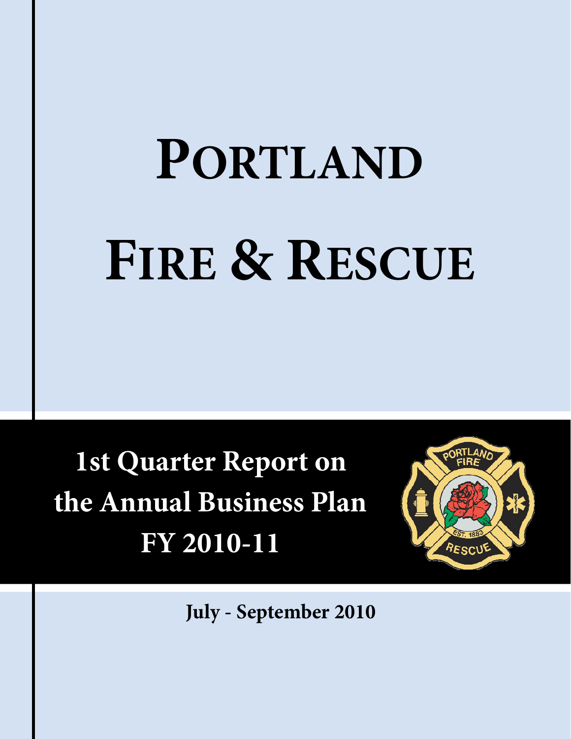# Portland Fire & Rescue

## 1st Quarter Report on the Annual Business Plan FY 2010-11

July - September 2010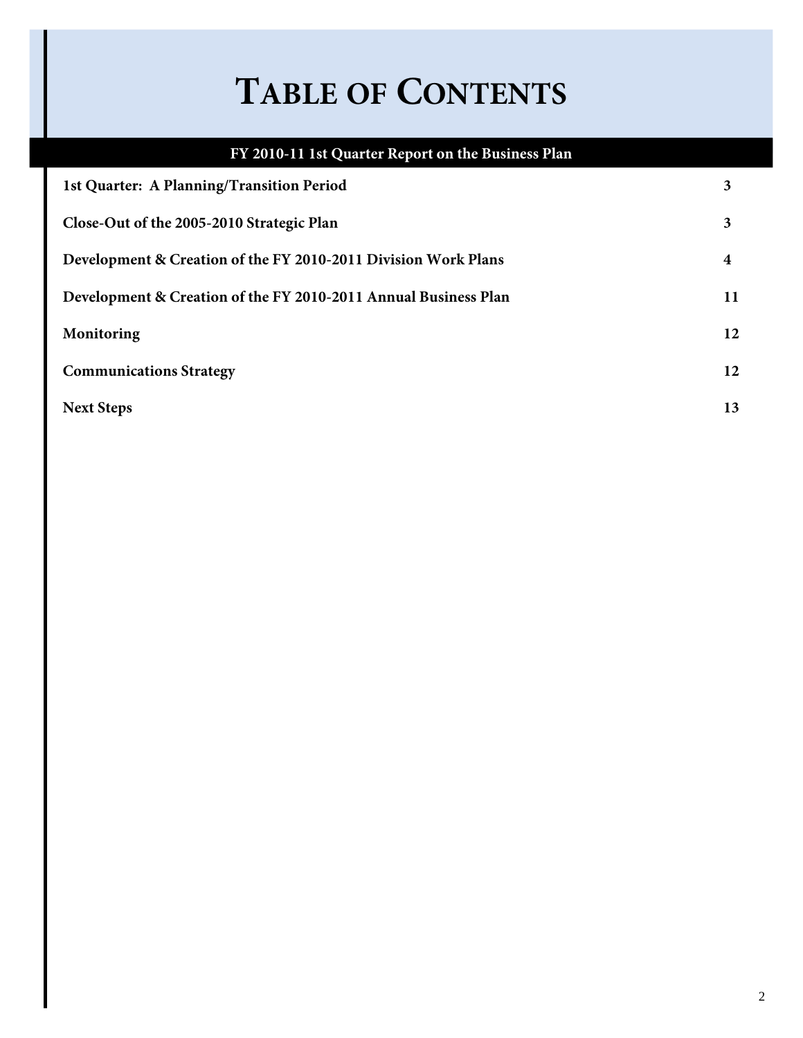# Table of Contents

## FY 2010-11 1st Quarter Report on the Business Plan

| | |
|---|---|
| **1st Quarter: A Planning/Transition Period** | **3** |
| **Close-Out of the 2005-2010 Strategic Plan** | **3** |
| **Development & Creation of the FY 2010-2011 Division Work Plans** | **4** |
| **Development & Creation of the FY 2010-2011 Annual Business Plan** | **11** |
| **Monitoring** | **12** |
| **Communications Strategy** | **12** |
| **Next Steps** | **13** |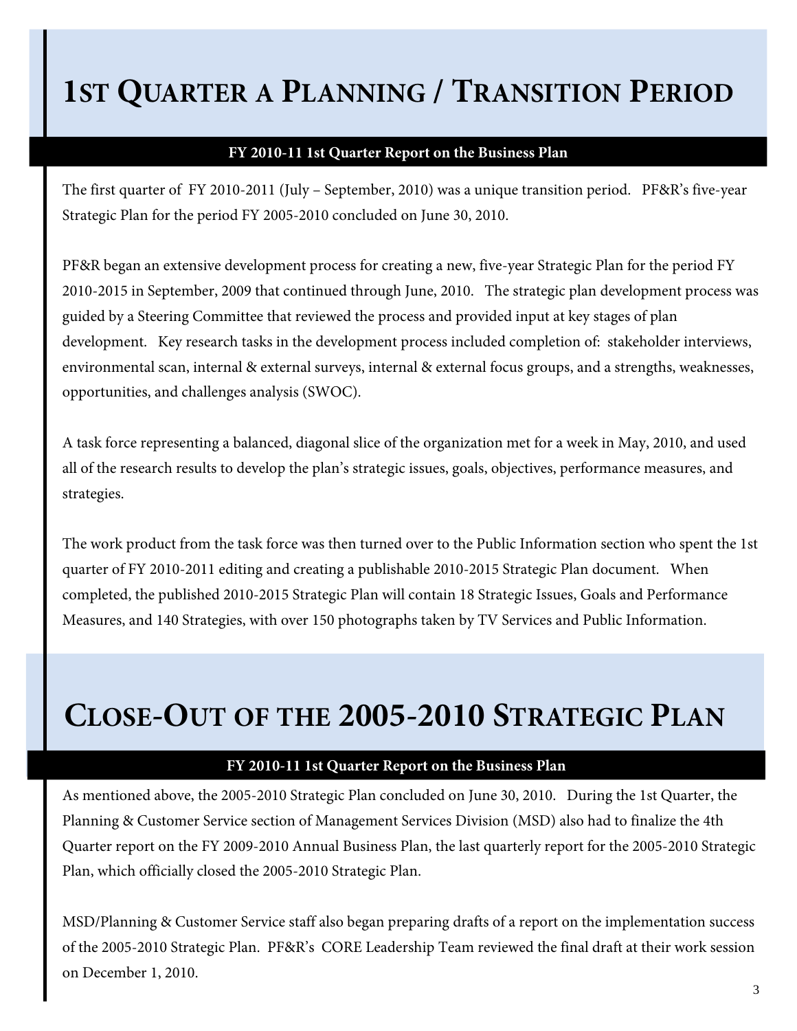# 1st Quarter a Planning / Transition Period

**FY 2010-11 1st Quarter Report on the Business Plan**

The first quarter of FY 2010-2011 (July – September, 2010) was a unique transition period. PF&R's five-year Strategic Plan for the period FY 2005-2010 concluded on June 30, 2010.

PF&R began an extensive development process for creating a new, five-year Strategic Plan for the period FY 2010-2015 in September, 2009 that continued through June, 2010. The strategic plan development process was guided by a Steering Committee that reviewed the process and provided input at key stages of plan development. Key research tasks in the development process included completion of: stakeholder interviews, environmental scan, internal & external surveys, internal & external focus groups, and a strengths, weaknesses, opportunities, and challenges analysis (SWOC).

A task force representing a balanced, diagonal slice of the organization met for a week in May, 2010, and used all of the research results to develop the plan's strategic issues, goals, objectives, performance measures, and strategies.

The work product from the task force was then turned over to the Public Information section who spent the 1st quarter of FY 2010-2011 editing and creating a publishable 2010-2015 Strategic Plan document. When completed, the published 2010-2015 Strategic Plan will contain 18 Strategic Issues, Goals and Performance Measures, and 140 Strategies, with over 150 photographs taken by TV Services and Public Information.

# Close-Out of the 2005-2010 Strategic Plan

**FY 2010-11 1st Quarter Report on the Business Plan**

As mentioned above, the 2005-2010 Strategic Plan concluded on June 30, 2010. During the 1st Quarter, the Planning & Customer Service section of Management Services Division (MSD) also had to finalize the 4th Quarter report on the FY 2009-2010 Annual Business Plan, the last quarterly report for the 2005-2010 Strategic Plan, which officially closed the 2005-2010 Strategic Plan.

MSD/Planning & Customer Service staff also began preparing drafts of a report on the implementation success of the 2005-2010 Strategic Plan. PF&R's CORE Leadership Team reviewed the final draft at their work session on December 1, 2010.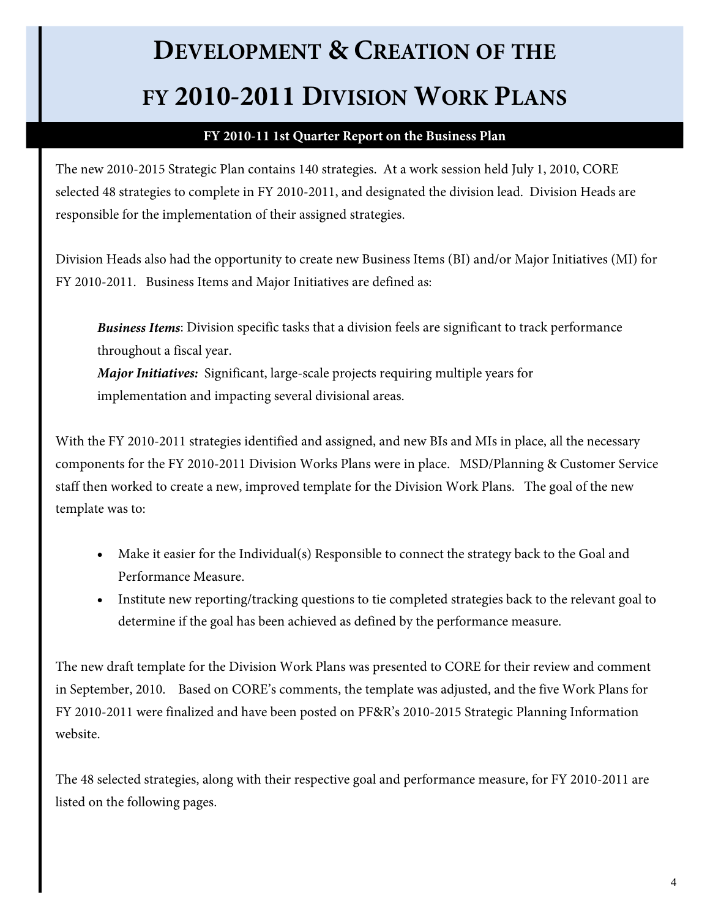# Development & Creation of the FY 2010-2011 Division Work Plans

**FY 2010-11 1st Quarter Report on the Business Plan**

The new 2010-2015 Strategic Plan contains 140 strategies. At a work session held July 1, 2010, CORE selected 48 strategies to complete in FY 2010-2011, and designated the division lead. Division Heads are responsible for the implementation of their assigned strategies.

Division Heads also had the opportunity to create new Business Items (BI) and/or Major Initiatives (MI) for FY 2010-2011. Business Items and Major Initiatives are defined as:

> ***Business Items***: Division specific tasks that a division feels are significant to track performance throughout a fiscal year.
> ***Major Initiatives:*** Significant, large-scale projects requiring multiple years for implementation and impacting several divisional areas.

With the FY 2010-2011 strategies identified and assigned, and new BIs and MIs in place, all the necessary components for the FY 2010-2011 Division Works Plans were in place. MSD/Planning & Customer Service staff then worked to create a new, improved template for the Division Work Plans. The goal of the new template was to:

- Make it easier for the Individual(s) Responsible to connect the strategy back to the Goal and Performance Measure.
- Institute new reporting/tracking questions to tie completed strategies back to the relevant goal to determine if the goal has been achieved as defined by the performance measure.

The new draft template for the Division Work Plans was presented to CORE for their review and comment in September, 2010. Based on CORE's comments, the template was adjusted, and the five Work Plans for FY 2010-2011 were finalized and have been posted on PF&R's 2010-2015 Strategic Planning Information website.

The 48 selected strategies, along with their respective goal and performance measure, for FY 2010-2011 are listed on the following pages.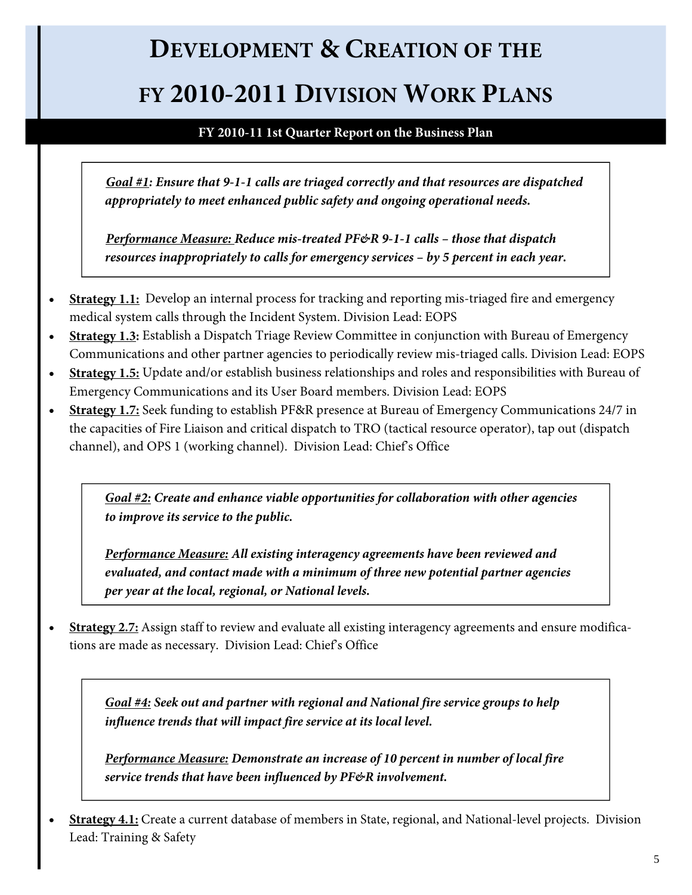# Development & Creation of the FY 2010-2011 Division Work Plans

**FY 2010-11 1st Quarter Report on the Business Plan**

> ***Goal #1**: Ensure that 9-1-1 calls are triaged correctly and that resources are dispatched appropriately to meet enhanced public safety and ongoing operational needs.*
>
> ***Performance Measure:** Reduce mis-treated PF&R 9-1-1 calls – those that dispatch resources inappropriately to calls for emergency services – by 5 percent in each year.*

- **Strategy 1.1:** Develop an internal process for tracking and reporting mis-triaged fire and emergency medical system calls through the Incident System. Division Lead: EOPS
- **Strategy 1.3:** Establish a Dispatch Triage Review Committee in conjunction with Bureau of Emergency Communications and other partner agencies to periodically review mis-triaged calls. Division Lead: EOPS
- **Strategy 1.5:** Update and/or establish business relationships and roles and responsibilities with Bureau of Emergency Communications and its User Board members. Division Lead: EOPS
- **Strategy 1.7:** Seek funding to establish PF&R presence at Bureau of Emergency Communications 24/7 in the capacities of Fire Liaison and critical dispatch to TRO (tactical resource operator), tap out (dispatch channel), and OPS 1 (working channel). Division Lead: Chief's Office

> ***Goal #2:** Create and enhance viable opportunities for collaboration with other agencies to improve its service to the public.*
>
> ***Performance Measure:** All existing interagency agreements have been reviewed and evaluated, and contact made with a minimum of three new potential partner agencies per year at the local, regional, or National levels.*

- **Strategy 2.7:** Assign staff to review and evaluate all existing interagency agreements and ensure modifications are made as necessary. Division Lead: Chief's Office

> ***Goal #4:** Seek out and partner with regional and National fire service groups to help influence trends that will impact fire service at its local level.*
>
> ***Performance Measure:** Demonstrate an increase of 10 percent in number of local fire service trends that have been influenced by PF&R involvement.*

- **Strategy 4.1:** Create a current database of members in State, regional, and National-level projects. Division Lead: Training & Safety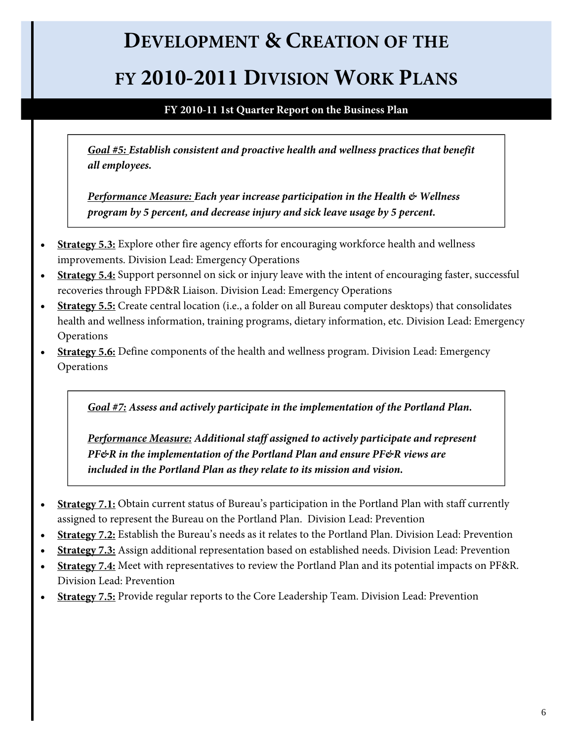# Development & Creation of the FY 2010-2011 Division Work Plans

**FY 2010-11 1st Quarter Report on the Business Plan**

> ***Goal #5:*** ***Establish consistent and proactive health and wellness practices that benefit all employees.***
>
> ***Performance Measure:*** ***Each year increase participation in the Health & Wellness program by 5 percent, and decrease injury and sick leave usage by 5 percent.***

- **Strategy 5.3:** Explore other fire agency efforts for encouraging workforce health and wellness improvements. Division Lead: Emergency Operations
- **Strategy 5.4:** Support personnel on sick or injury leave with the intent of encouraging faster, successful recoveries through FPD&R Liaison. Division Lead: Emergency Operations
- **Strategy 5.5:** Create central location (i.e., a folder on all Bureau computer desktops) that consolidates health and wellness information, training programs, dietary information, etc. Division Lead: Emergency Operations
- **Strategy 5.6:** Define components of the health and wellness program. Division Lead: Emergency Operations

> ***Goal #7:*** ***Assess and actively participate in the implementation of the Portland Plan.***
>
> ***Performance Measure:*** ***Additional staff assigned to actively participate and represent PF&R in the implementation of the Portland Plan and ensure PF&R views are included in the Portland Plan as they relate to its mission and vision.***

- **Strategy 7.1:** Obtain current status of Bureau's participation in the Portland Plan with staff currently assigned to represent the Bureau on the Portland Plan. Division Lead: Prevention
- **Strategy 7.2:** Establish the Bureau's needs as it relates to the Portland Plan. Division Lead: Prevention
- **Strategy 7.3:** Assign additional representation based on established needs. Division Lead: Prevention
- **Strategy 7.4:** Meet with representatives to review the Portland Plan and its potential impacts on PF&R. Division Lead: Prevention
- **Strategy 7.5:** Provide regular reports to the Core Leadership Team. Division Lead: Prevention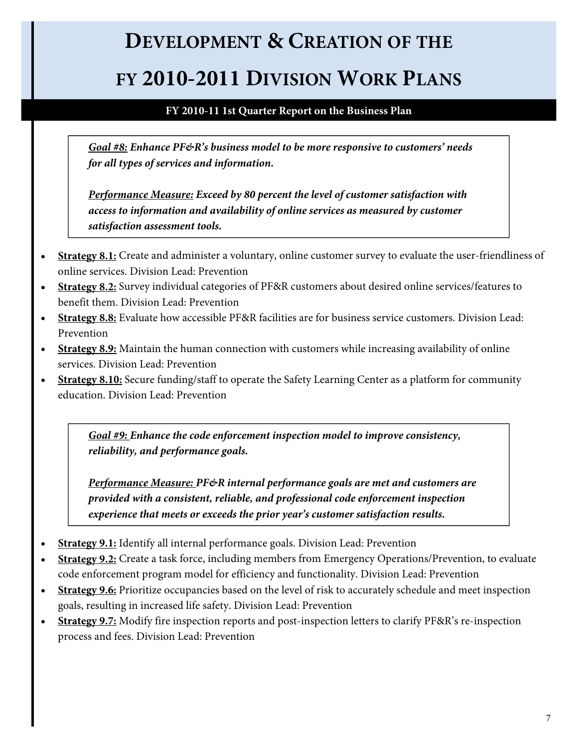# Development & Creation of the FY 2010-2011 Division Work Plans

**FY 2010-11 1st Quarter Report on the Business Plan**

> ***Goal #8:*** ***Enhance PF&R's business model to be more responsive to customers' needs for all types of services and information.***
>
> ***Performance Measure:*** ***Exceed by 80 percent the level of customer satisfaction with access to information and availability of online services as measured by customer satisfaction assessment tools.***

- **Strategy 8.1:** Create and administer a voluntary, online customer survey to evaluate the user-friendliness of online services. Division Lead: Prevention
- **Strategy 8.2:** Survey individual categories of PF&R customers about desired online services/features to benefit them. Division Lead: Prevention
- **Strategy 8.8:** Evaluate how accessible PF&R facilities are for business service customers. Division Lead: Prevention
- **Strategy 8.9:** Maintain the human connection with customers while increasing availability of online services. Division Lead: Prevention
- **Strategy 8.10:** Secure funding/staff to operate the Safety Learning Center as a platform for community education. Division Lead: Prevention

> ***Goal #9:*** ***Enhance the code enforcement inspection model to improve consistency, reliability, and performance goals.***
>
> ***Performance Measure:*** ***PF&R internal performance goals are met and customers are provided with a consistent, reliable, and professional code enforcement inspection experience that meets or exceeds the prior year's customer satisfaction results.***

- **Strategy 9.1:** Identify all internal performance goals. Division Lead: Prevention
- **Strategy 9.2:** Create a task force, including members from Emergency Operations/Prevention, to evaluate code enforcement program model for efficiency and functionality. Division Lead: Prevention
- **Strategy 9.6:** Prioritize occupancies based on the level of risk to accurately schedule and meet inspection goals, resulting in increased life safety. Division Lead: Prevention
- **Strategy 9.7:** Modify fire inspection reports and post-inspection letters to clarify PF&R's re-inspection process and fees. Division Lead: Prevention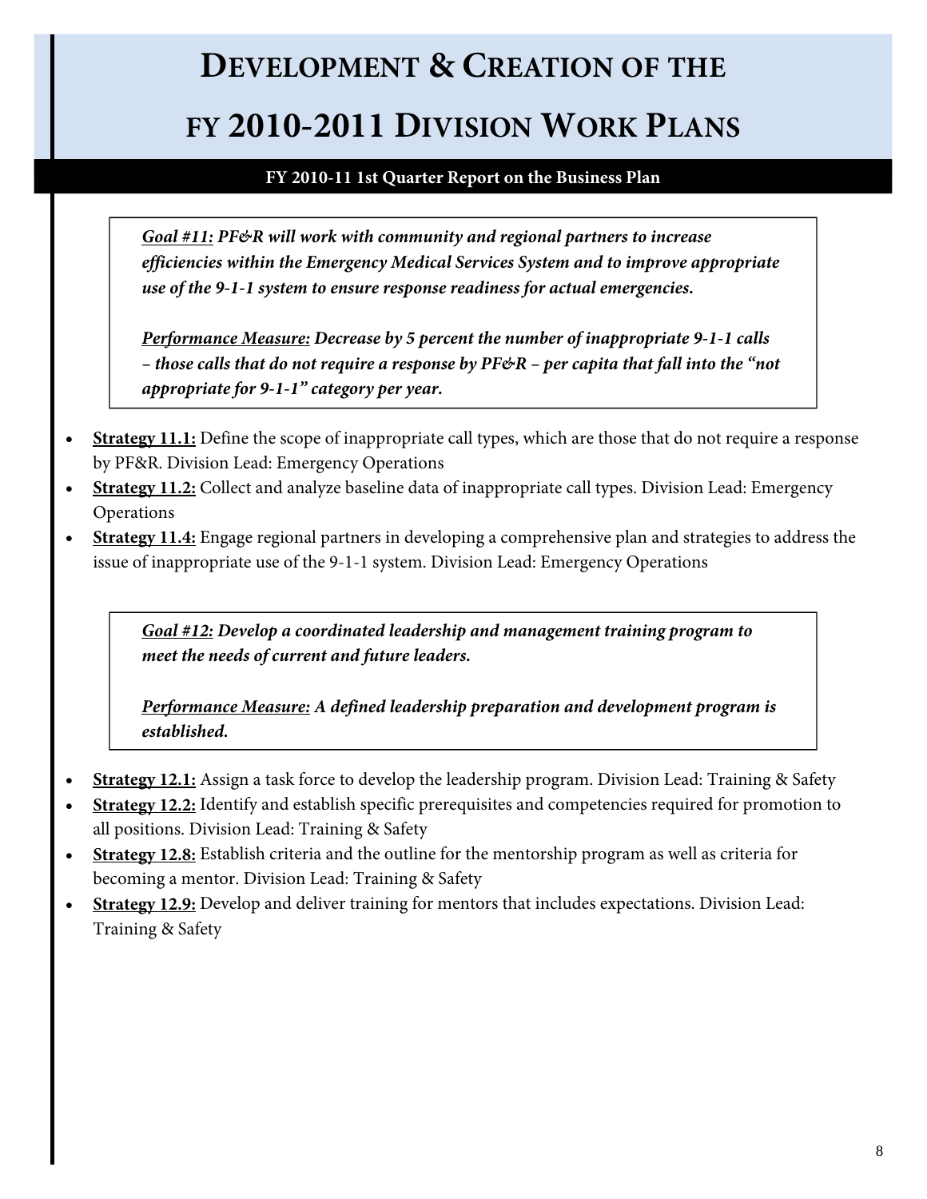# Development & Creation of the FY 2010-2011 Division Work Plans

**FY 2010-11 1st Quarter Report on the Business Plan**

> ***Goal #11:*** ***PF&R will work with community and regional partners to increase efficiencies within the Emergency Medical Services System and to improve appropriate use of the 9-1-1 system to ensure response readiness for actual emergencies.***
>
> ***Performance Measure:*** ***Decrease by 5 percent the number of inappropriate 9-1-1 calls – those calls that do not require a response by PF&R – per capita that fall into the "not appropriate for 9-1-1" category per year.***

- **Strategy 11.1:** Define the scope of inappropriate call types, which are those that do not require a response by PF&R. Division Lead: Emergency Operations
- **Strategy 11.2:** Collect and analyze baseline data of inappropriate call types. Division Lead: Emergency Operations
- **Strategy 11.4:** Engage regional partners in developing a comprehensive plan and strategies to address the issue of inappropriate use of the 9-1-1 system. Division Lead: Emergency Operations

> ***Goal #12:*** ***Develop a coordinated leadership and management training program to meet the needs of current and future leaders.***
>
> ***Performance Measure:*** ***A defined leadership preparation and development program is established.***

- **Strategy 12.1:** Assign a task force to develop the leadership program. Division Lead: Training & Safety
- **Strategy 12.2:** Identify and establish specific prerequisites and competencies required for promotion to all positions. Division Lead: Training & Safety
- **Strategy 12.8:** Establish criteria and the outline for the mentorship program as well as criteria for becoming a mentor. Division Lead: Training & Safety
- **Strategy 12.9:** Develop and deliver training for mentors that includes expectations. Division Lead: Training & Safety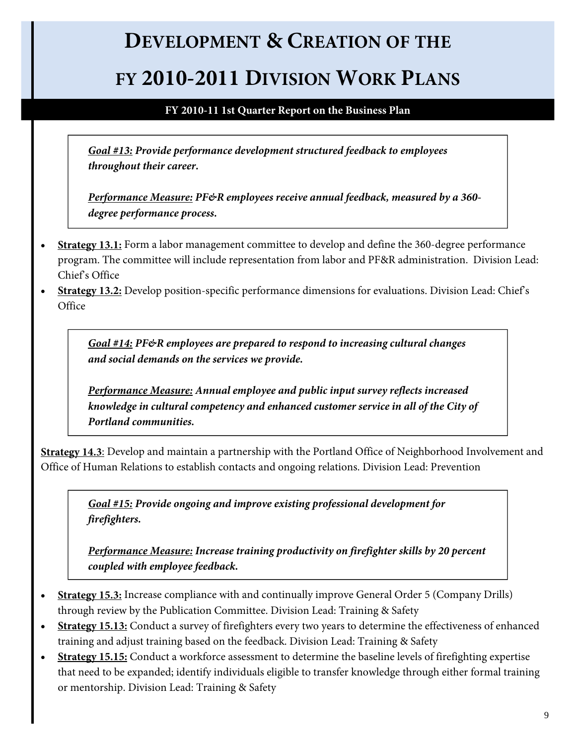# Development & Creation of the FY 2010-2011 Division Work Plans

**FY 2010-11 1st Quarter Report on the Business Plan**

> ***Goal #13:*** ***Provide performance development structured feedback to employees throughout their career.***
>
> ***Performance Measure:*** ***PF&R employees receive annual feedback, measured by a 360-degree performance process.***

- **Strategy 13.1:** Form a labor management committee to develop and define the 360-degree performance program. The committee will include representation from labor and PF&R administration. Division Lead: Chief's Office
- **Strategy 13.2:** Develop position-specific performance dimensions for evaluations. Division Lead: Chief's Office

> ***Goal #14:*** ***PF&R employees are prepared to respond to increasing cultural changes and social demands on the services we provide.***
>
> ***Performance Measure:*** ***Annual employee and public input survey reflects increased knowledge in cultural competency and enhanced customer service in all of the City of Portland communities.***

**Strategy 14.3**: Develop and maintain a partnership with the Portland Office of Neighborhood Involvement and Office of Human Relations to establish contacts and ongoing relations. Division Lead: Prevention

> ***Goal #15:*** ***Provide ongoing and improve existing professional development for firefighters.***
>
> ***Performance Measure:*** ***Increase training productivity on firefighter skills by 20 percent coupled with employee feedback.***

- **Strategy 15.3:** Increase compliance with and continually improve General Order 5 (Company Drills) through review by the Publication Committee. Division Lead: Training & Safety
- **Strategy 15.13:** Conduct a survey of firefighters every two years to determine the effectiveness of enhanced training and adjust training based on the feedback. Division Lead: Training & Safety
- **Strategy 15.15:** Conduct a workforce assessment to determine the baseline levels of firefighting expertise that need to be expanded; identify individuals eligible to transfer knowledge through either formal training or mentorship. Division Lead: Training & Safety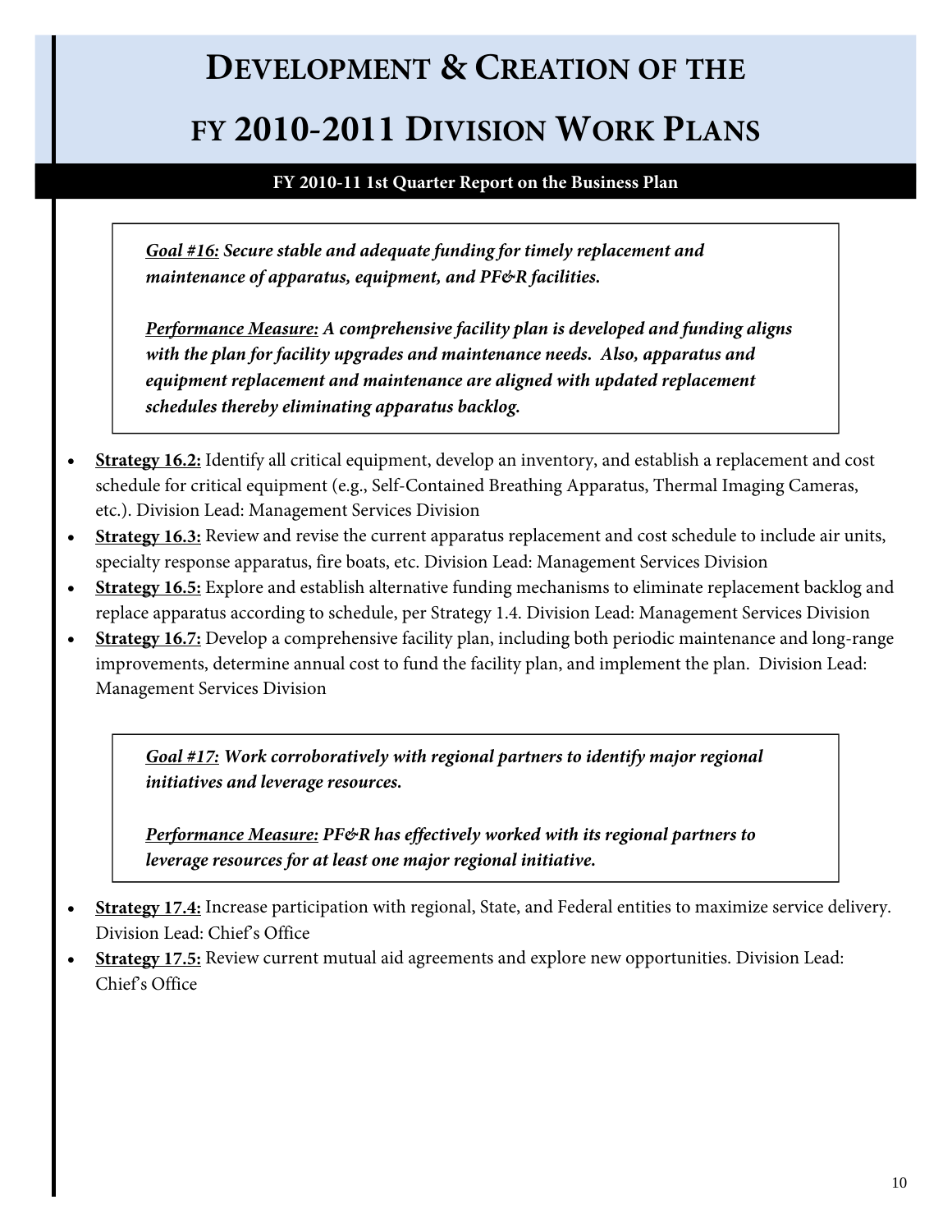# Development & Creation of the FY 2010-2011 Division Work Plans

**FY 2010-11 1st Quarter Report on the Business Plan**

> ***<u>Goal #16:</u> Secure stable and adequate funding for timely replacement and maintenance of apparatus, equipment, and PF&R facilities.***
>
> ***<u>Performance Measure:</u> A comprehensive facility plan is developed and funding aligns with the plan for facility upgrades and maintenance needs. Also, apparatus and equipment replacement and maintenance are aligned with updated replacement schedules thereby eliminating apparatus backlog.***

- **<u>Strategy 16.2:</u>** Identify all critical equipment, develop an inventory, and establish a replacement and cost schedule for critical equipment (e.g., Self-Contained Breathing Apparatus, Thermal Imaging Cameras, etc.). Division Lead: Management Services Division
- **<u>Strategy 16.3:</u>** Review and revise the current apparatus replacement and cost schedule to include air units, specialty response apparatus, fire boats, etc. Division Lead: Management Services Division
- **<u>Strategy 16.5:</u>** Explore and establish alternative funding mechanisms to eliminate replacement backlog and replace apparatus according to schedule, per Strategy 1.4. Division Lead: Management Services Division
- **<u>Strategy 16.7:</u>** Develop a comprehensive facility plan, including both periodic maintenance and long-range improvements, determine annual cost to fund the facility plan, and implement the plan. Division Lead: Management Services Division

> ***<u>Goal #17:</u> Work corroboratively with regional partners to identify major regional initiatives and leverage resources.***
>
> ***<u>Performance Measure:</u> PF&R has effectively worked with its regional partners to leverage resources for at least one major regional initiative.***

- **<u>Strategy 17.4:</u>** Increase participation with regional, State, and Federal entities to maximize service delivery. Division Lead: Chief's Office
- **<u>Strategy 17.5:</u>** Review current mutual aid agreements and explore new opportunities. Division Lead: Chief's Office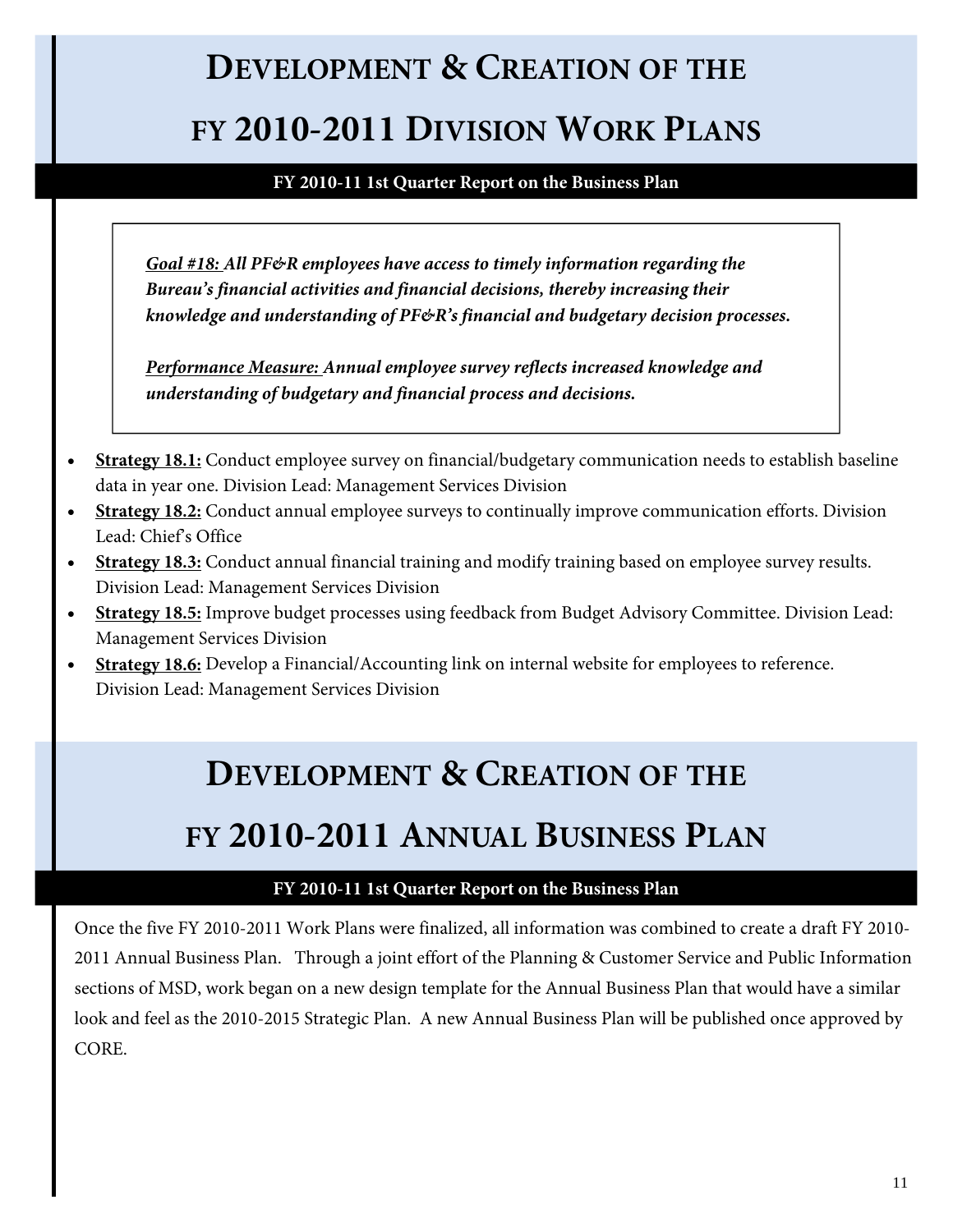# DEVELOPMENT & CREATION OF THE FY 2010-2011 DIVISION WORK PLANS

**FY 2010-11 1st Quarter Report on the Business Plan**

***Goal #18:*** ***All PF&R employees have access to timely information regarding the Bureau's financial activities and financial decisions, thereby increasing their knowledge and understanding of PF&R's financial and budgetary decision processes.***

***Performance Measure:*** ***Annual employee survey reflects increased knowledge and understanding of budgetary and financial process and decisions.***

- **Strategy 18.1:** Conduct employee survey on financial/budgetary communication needs to establish baseline data in year one. Division Lead: Management Services Division
- **Strategy 18.2:** Conduct annual employee surveys to continually improve communication efforts. Division Lead: Chief's Office
- **Strategy 18.3:** Conduct annual financial training and modify training based on employee survey results. Division Lead: Management Services Division
- **Strategy 18.5:** Improve budget processes using feedback from Budget Advisory Committee. Division Lead: Management Services Division
- **Strategy 18.6:** Develop a Financial/Accounting link on internal website for employees to reference. Division Lead: Management Services Division

# DEVELOPMENT & CREATION OF THE FY 2010-2011 ANNUAL BUSINESS PLAN

**FY 2010-11 1st Quarter Report on the Business Plan**

Once the five FY 2010-2011 Work Plans were finalized, all information was combined to create a draft FY 2010-2011 Annual Business Plan. Through a joint effort of the Planning & Customer Service and Public Information sections of MSD, work began on a new design template for the Annual Business Plan that would have a similar look and feel as the 2010-2015 Strategic Plan. A new Annual Business Plan will be published once approved by CORE.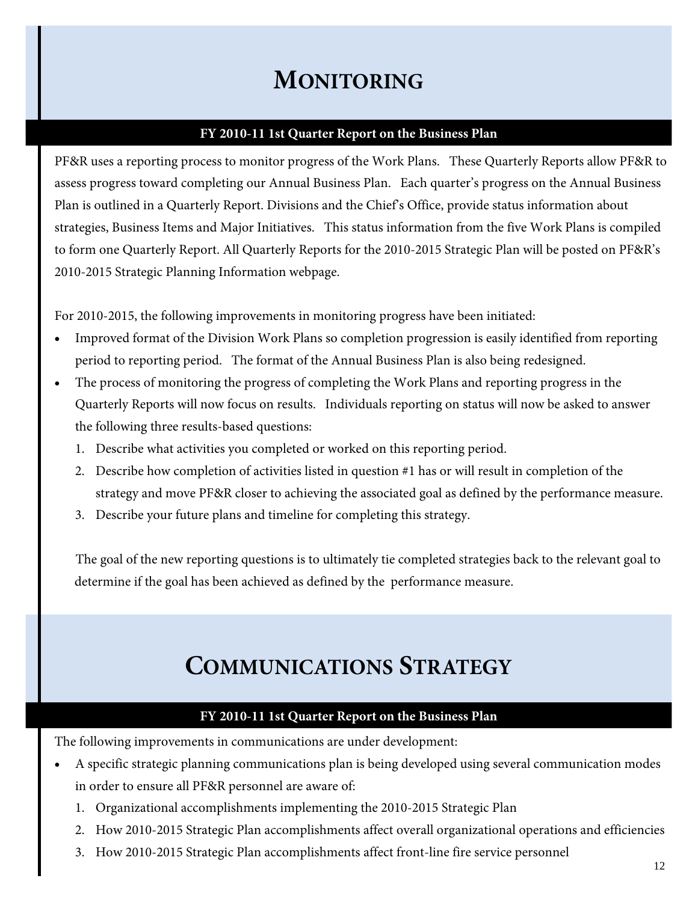# Monitoring

**FY 2010-11 1st Quarter Report on the Business Plan**

PF&R uses a reporting process to monitor progress of the Work Plans. These Quarterly Reports allow PF&R to assess progress toward completing our Annual Business Plan. Each quarter's progress on the Annual Business Plan is outlined in a Quarterly Report. Divisions and the Chief's Office, provide status information about strategies, Business Items and Major Initiatives. This status information from the five Work Plans is compiled to form one Quarterly Report. All Quarterly Reports for the 2010-2015 Strategic Plan will be posted on PF&R's 2010-2015 Strategic Planning Information webpage.

For 2010-2015, the following improvements in monitoring progress have been initiated:

- Improved format of the Division Work Plans so completion progression is easily identified from reporting period to reporting period. The format of the Annual Business Plan is also being redesigned.
- The process of monitoring the progress of completing the Work Plans and reporting progress in the Quarterly Reports will now focus on results. Individuals reporting on status will now be asked to answer the following three results-based questions:
  1. Describe what activities you completed or worked on this reporting period.
  2. Describe how completion of activities listed in question #1 has or will result in completion of the strategy and move PF&R closer to achieving the associated goal as defined by the performance measure.
  3. Describe your future plans and timeline for completing this strategy.

  The goal of the new reporting questions is to ultimately tie completed strategies back to the relevant goal to determine if the goal has been achieved as defined by the performance measure.

# Communications Strategy

**FY 2010-11 1st Quarter Report on the Business Plan**

The following improvements in communications are under development:

- A specific strategic planning communications plan is being developed using several communication modes in order to ensure all PF&R personnel are aware of:
  1. Organizational accomplishments implementing the 2010-2015 Strategic Plan
  2. How 2010-2015 Strategic Plan accomplishments affect overall organizational operations and efficiencies
  3. How 2010-2015 Strategic Plan accomplishments affect front-line fire service personnel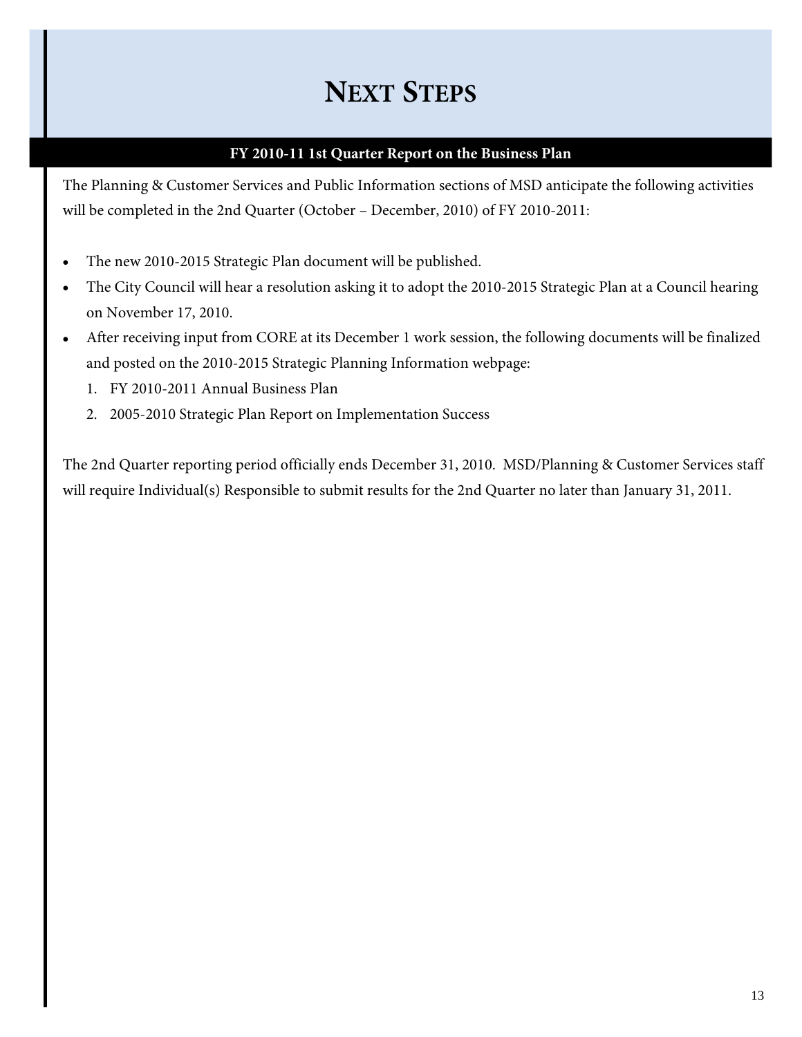# NEXT STEPS

## FY 2010-11 1st Quarter Report on the Business Plan

The Planning & Customer Services and Public Information sections of MSD anticipate the following activities will be completed in the 2nd Quarter (October – December, 2010) of FY 2010-2011:

- The new 2010-2015 Strategic Plan document will be published.
- The City Council will hear a resolution asking it to adopt the 2010-2015 Strategic Plan at a Council hearing on November 17, 2010.
- After receiving input from CORE at its December 1 work session, the following documents will be finalized and posted on the 2010-2015 Strategic Planning Information webpage:
  1. FY 2010-2011 Annual Business Plan
  2. 2005-2010 Strategic Plan Report on Implementation Success

The 2nd Quarter reporting period officially ends December 31, 2010. MSD/Planning & Customer Services staff will require Individual(s) Responsible to submit results for the 2nd Quarter no later than January 31, 2011.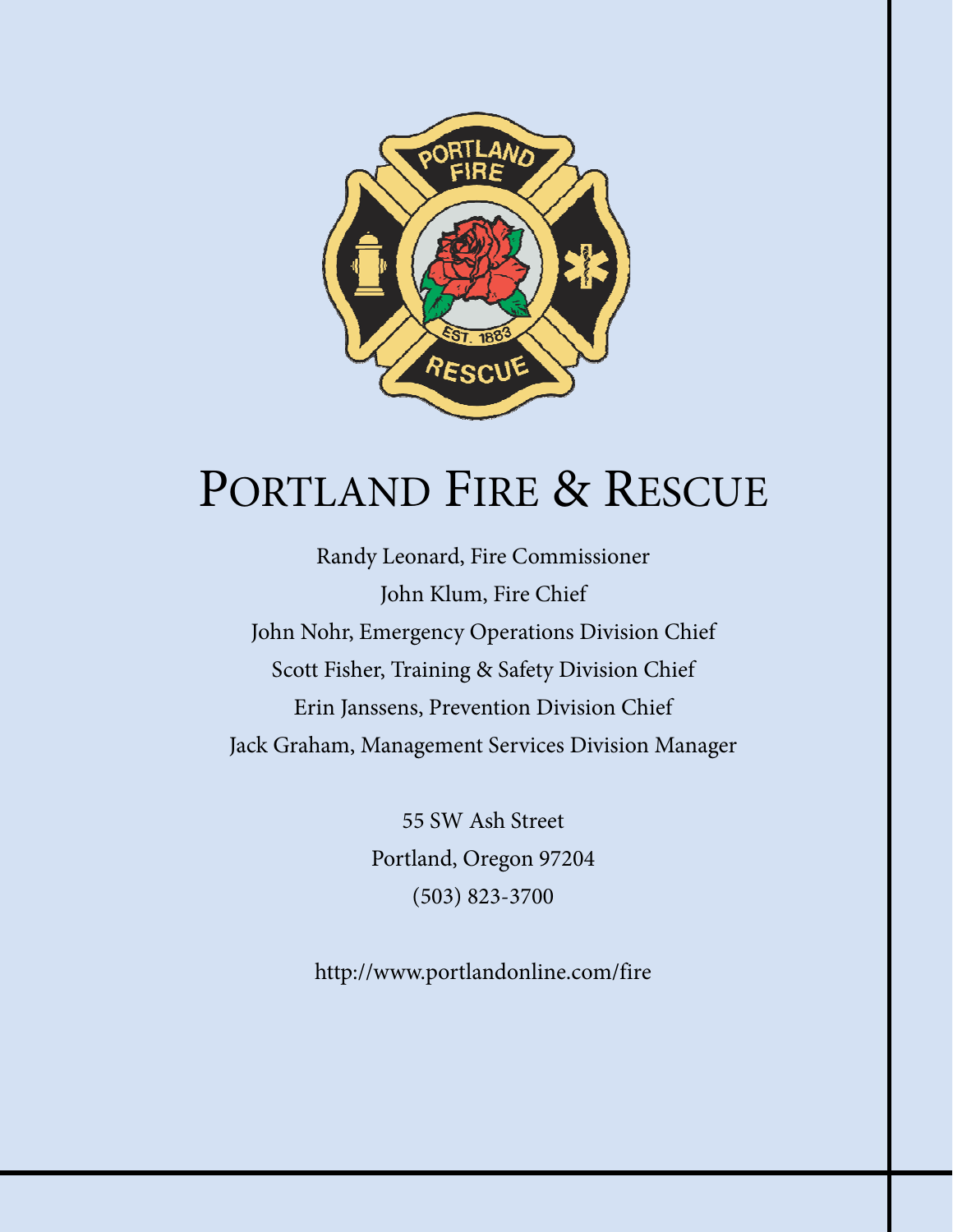# Portland Fire & Rescue

Randy Leonard, Fire Commissioner

John Klum, Fire Chief

John Nohr, Emergency Operations Division Chief

Scott Fisher, Training & Safety Division Chief

Erin Janssens, Prevention Division Chief

Jack Graham, Management Services Division Manager

55 SW Ash Street

Portland, Oregon 97204

(503) 823-3700

http://www.portlandonline.com/fire